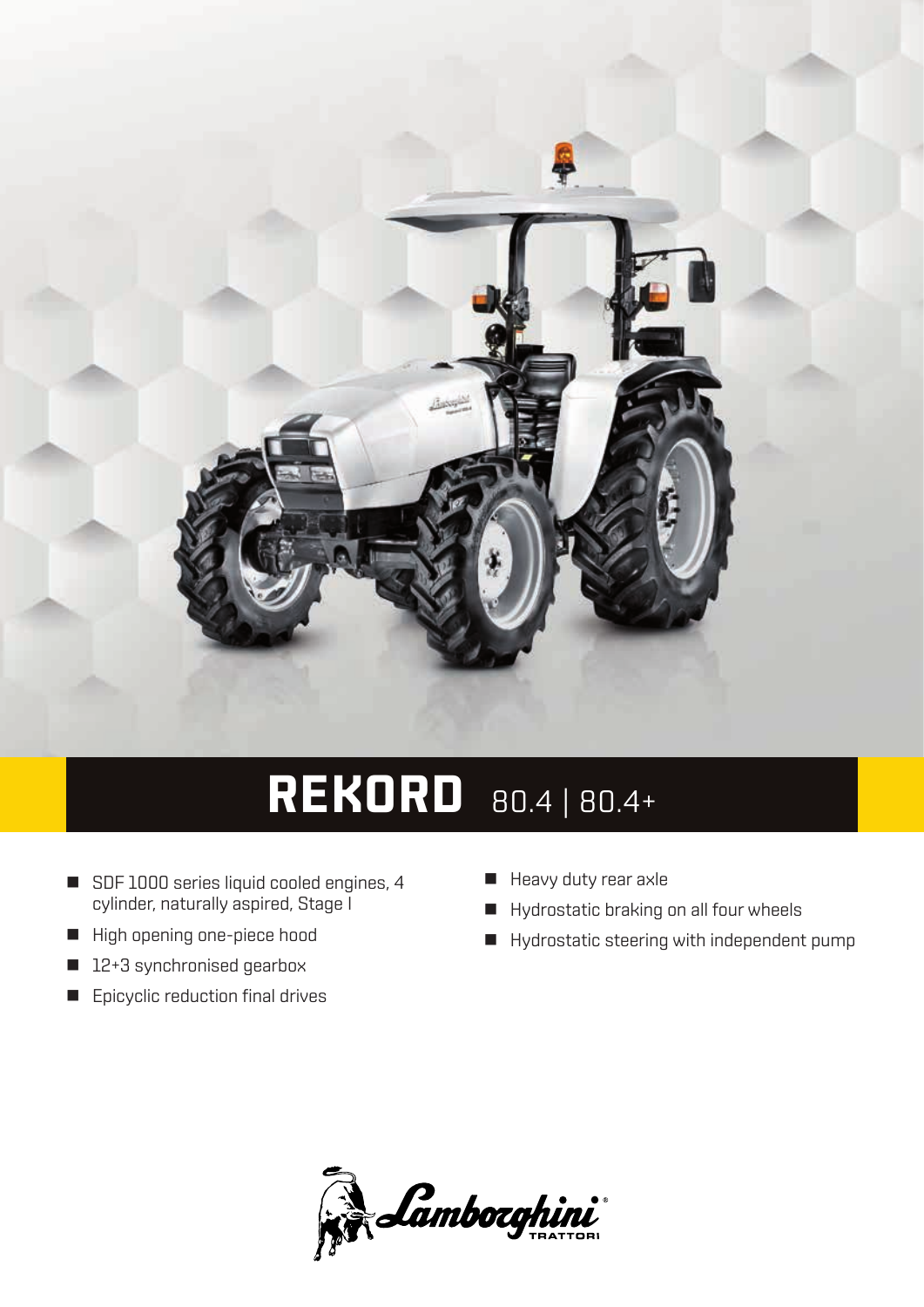# REKORD 80.4 | 80.4+

- SDF 1000 series liquid cooled engines, 4 cylinder, naturally aspired, Stage I
- High opening one-piece hood
- 12+3 synchronised gearbox
- Epicyclic reduction final drives
- Heavy duty rear axle
- Hydrostatic braking on all four wheels
- Hydrostatic steering with independent pump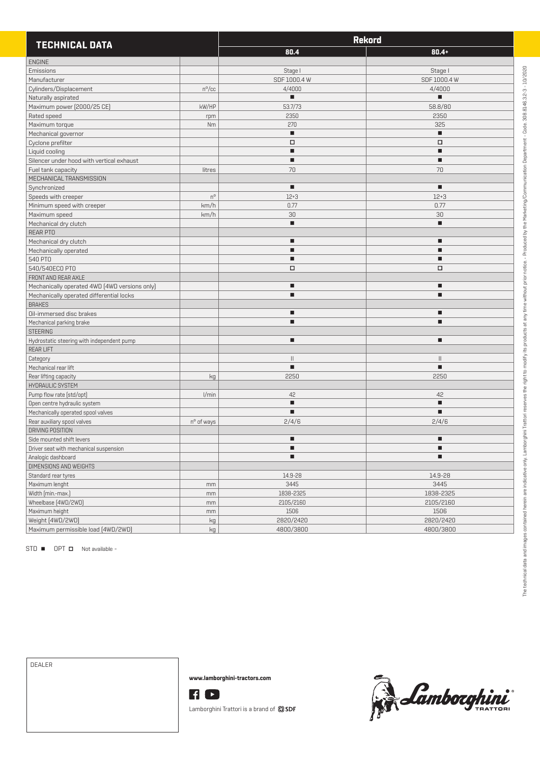| TECHNICAL DATA | | Rekord | |
|---|---|---|---|
| | | 80.4 | 80.4+ |
| ENGINE | | | |
| Emissions | | Stage I | Stage I |
| Manufacturer | | SDF 1000.4 W | SDF 1000.4 W |
| Cylinders/Displacement | n°/cc | 4/4000 | 4/4000 |
| Naturally aspirated | | ■ | ■ |
| Maximum power (2000/25 CE) | kW/HP | 53.7/73 | 58.8/80 |
| Rated speed | rpm | 2350 | 2350 |
| Maximum torque | Nm | 270 | 325 |
| Mechanical governor | | ■ | ■ |
| Cyclone prefilter | | □ | □ |
| Liquid cooling | | ■ | ■ |
| Silencer under hood with vertical exhaust | | ■ | ■ |
| Fuel tank capacity | litres | 70 | 70 |
| MECHANICAL TRANSMISSION | | | |
| Synchronized | | ■ | ■ |
| Speeds with creeper | n° | 12+3 | 12+3 |
| Minimum speed with creeper | km/h | 0.77 | 0.77 |
| Maximum speed | km/h | 30 | 30 |
| Mechanical dry clutch | | ■ | ■ |
| REAR PTO | | | |
| Mechanical dry clutch | | ■ | ■ |
| Mechanically operated | | ■ | ■ |
| 540 PTO | | ■ | ■ |
| 540/540ECO PTO | | □ | □ |
| FRONT AND REAR AXLE | | | |
| Mechanically operated 4WD (4WD versions only) | | ■ | ■ |
| Mechanically operated differential locks | | ■ | ■ |
| BRAKES | | | |
| Oil-immersed disc brakes | | ■ | ■ |
| Mechanical parking brake | | ■ | ■ |
| STEERING | | | |
| Hydrostatic steering with independent pump | | ■ | ■ |
| REAR LIFT | | | |
| Category | | II | II |
| Mechanical rear lift | | ■ | ■ |
| Rear lifting capacity | kg | 2250 | 2250 |
| HYDRAULIC SYSTEM | | | |
| Pump flow rate (std/opt) | l/min | 42 | 42 |
| Open centre hydraulic system | | ■ | ■ |
| Mechanically operated spool valves | | ■ | ■ |
| Rear auxiliary spool valves | n° of ways | 2/4/6 | 2/4/6 |
| DRIVING POSITION | | | |
| Side mounted shift levers | | ■ | ■ |
| Driver seat with mechanical suspension | | ■ | ■ |
| Analogic dashboard | | ■ | ■ |
| DIMENSIONS AND WEIGHTS | | | |
| Standard rear tyres | | 14.9-28 | 14.9-28 |
| Maximum lenght | mm | 3445 | 3445 |
| Width (min.-max.) | mm | 1838-2325 | 1838-2325 |
| Wheelbase (4WD/2WD) | mm | 2105/2160 | 2105/2160 |
| Maximum height | mm | 1506 | 1506 |
| Weight (4WD/2WD) | kg | 2820/2420 | 2820/2420 |
| Maximum permissible load (4WD/2WD) | kg | 4800/3800 | 4800/3800 |

STD ■ OPT □ Not available -

The technical data and images contained herein are indicative only. Lamborghini Trattori reserves the right to modify its products at any time without prior notice. - Produced by the Marketing/Communication Department - Code. 308.8146.3.2-3 - 10/2020

DEALER

**www.lamborghini-tractors.com**

Lamborghini Trattori is a brand of SDF

Lamborghini TRATTORI